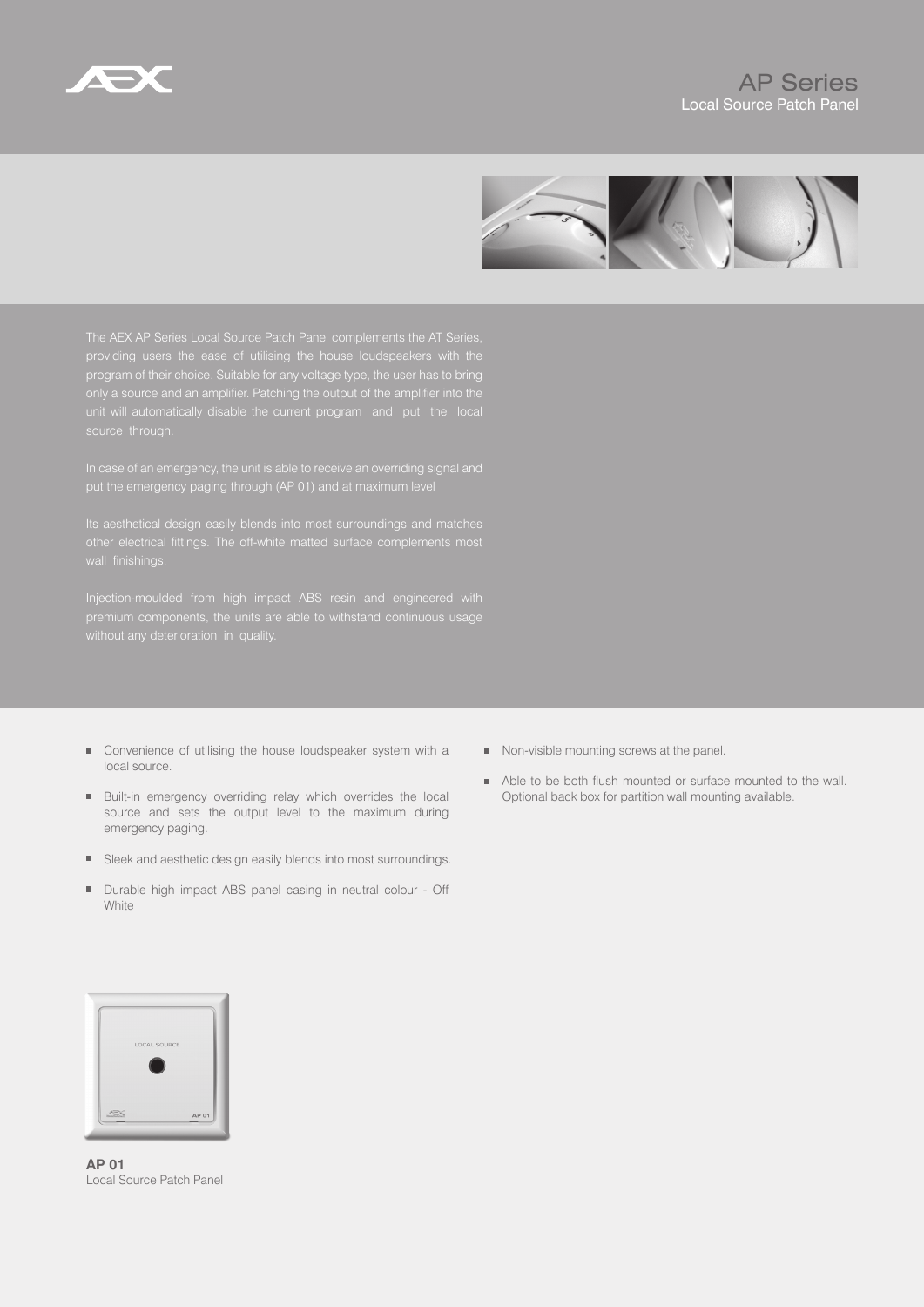# AP Series

## Local Source Patch Panel

The AEX AP Series Local Source Patch Panel complements the AT Series, providing users the ease of utilising the house loudspeakers with the program of their choice. Suitable for any voltage type, the user has to bring only a source and an amplifier. Patching the output of the amplifier into the unit will automatically disable the current program and put the local source through.

In case of an emergency, the unit is able to receive an overriding signal and put the emergency paging through (AP 01) and at maximum level

Its aesthetical design easily blends into most surroundings and matches other electrical fittings. The off-white matted surface complements most wall finishings.

Injection-moulded from high impact ABS resin and engineered with premium components, the units are able to withstand continuous usage without any deterioration in quality.

- Convenience of utilising the house loudspeaker system with a local source.
- Built-in emergency overriding relay which overrides the local source and sets the output level to the maximum during emergency paging.
- Sleek and aesthetic design easily blends into most surroundings.
- Durable high impact ABS panel casing in neutral colour - Off White
- Non-visible mounting screws at the panel.
- Able to be both flush mounted or surface mounted to the wall. Optional back box for partition wall mounting available.

**AP 01**
Local Source Patch Panel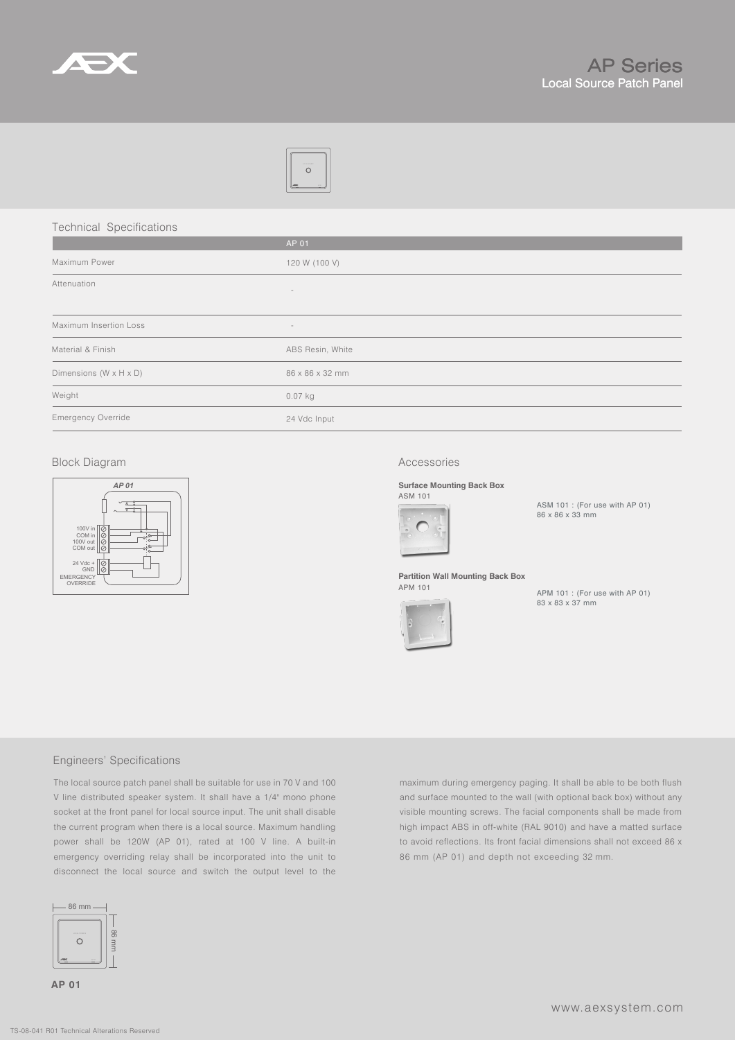# AP Series

## Local Source Patch Panel

## Technical Specifications

| | AP 01 |
|---|---|
| Maximum Power | 120 W (100 V) |
| Attenuation | - |
| Maximum Insertion Loss | - |
| Material & Finish | ABS Resin, White |
| Dimensions (W x H x D) | 86 x 86 x 32 mm |
| Weight | 0.07 kg |
| Emergency Override | 24 Vdc Input |

## Block Diagram

AP 01

100V in
COM in
100V out
COM out

24 Vdc +
GND
EMERGENCY
OVERRIDE

## Accessories

**Surface Mounting Back Box**
ASM 101

ASM 101 : (For use with AP 01)
86 x 86 x 33 mm

**Partition Wall Mounting Back Box**
APM 101

APM 101 : (For use with AP 01)
83 x 83 x 37 mm

## Engineers' Specifications

The local source patch panel shall be suitable for use in 70 V and 100 V line distributed speaker system. It shall have a 1/4" mono phone socket at the front panel for local source input. The unit shall disable the current program when there is a local source. Maximum handling power shall be 120W (AP 01), rated at 100 V line. A built-in emergency overriding relay shall be incorporated into the unit to disconnect the local source and switch the output level to the maximum during emergency paging. It shall be able to be both flush and surface mounted to the wall (with optional back box) without any visible mounting screws. The facial components shall be made from high impact ABS in off-white (RAL 9010) and have a matted surface to avoid reflections. Its front facial dimensions shall not exceed 86 x 86 mm (AP 01) and depth not exceeding 32 mm.

86 mm
86 mm

**AP 01**

www.aexsystem.com

TS-08-041 R01 Technical Alterations Reserved